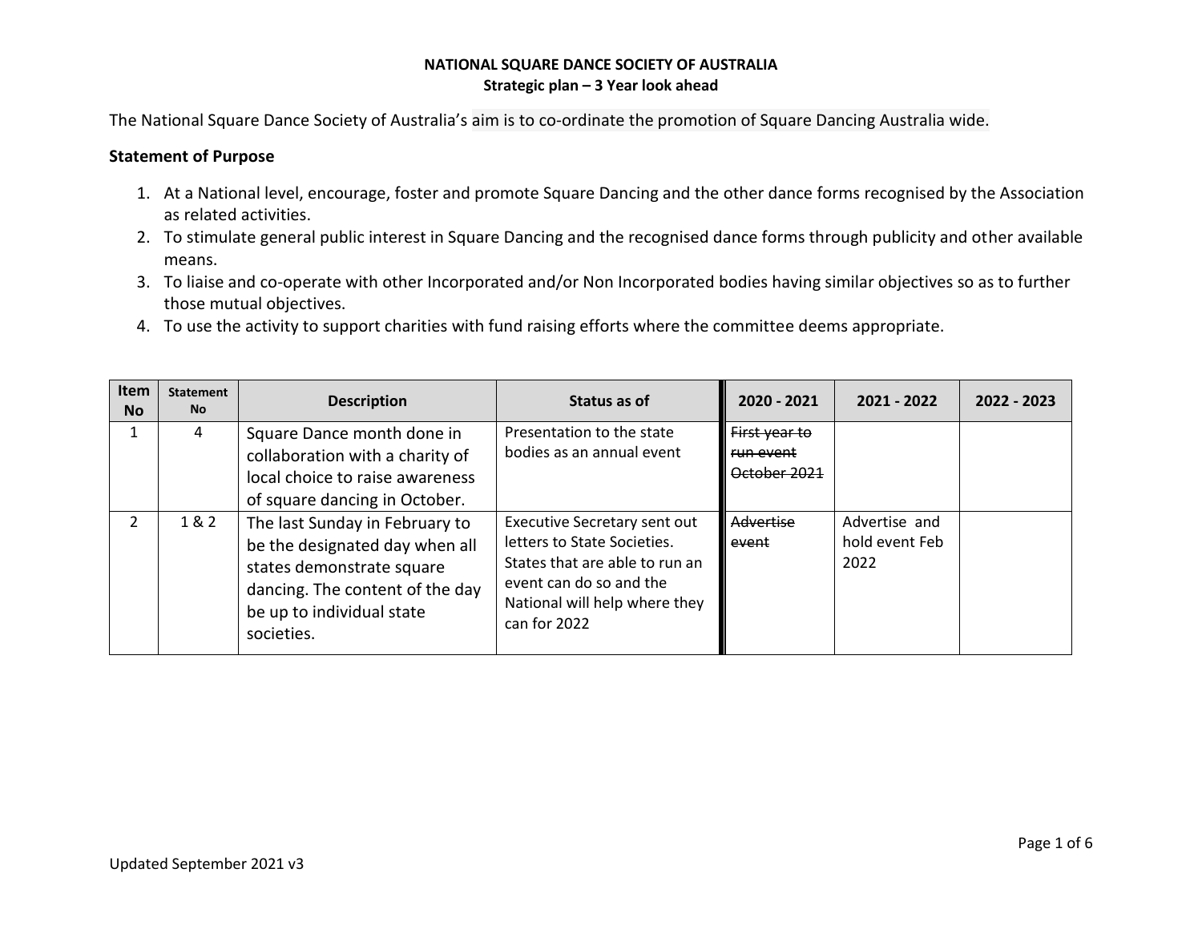**NATIONAL SQUARE DANCE SOCIETY OF AUSTRALIA**
**Strategic plan – 3 Year look ahead**

The National Square Dance Society of Australia's aim is to co-ordinate the promotion of Square Dancing Australia wide.

### Statement of Purpose

1. At a National level, encourage, foster and promote Square Dancing and the other dance forms recognised by the Association as related activities.
2. To stimulate general public interest in Square Dancing and the recognised dance forms through publicity and other available means.
3. To liaise and co-operate with other Incorporated and/or Non Incorporated bodies having similar objectives so as to further those mutual objectives.
4. To use the activity to support charities with fund raising efforts where the committee deems appropriate.

| Item No | Statement No | Description | Status as of | 2020 - 2021 | 2021 - 2022 | 2022 - 2023 |
|---|---|---|---|---|---|---|
| 1 | 4 | Square Dance month done in collaboration with a charity of local choice to raise awareness of square dancing in October. | Presentation to the state bodies as an annual event | ~~First year to run event October 2021~~ | | |
| 2 | 1 & 2 | The last Sunday in February to be the designated day when all states demonstrate square dancing. The content of the day be up to individual state societies. | Executive Secretary sent out letters to State Societies. States that are able to run an event can do so and the National will help where they can for 2022 | ~~Advertise event~~ | Advertise and hold event Feb 2022 | |

Updated September 2021 v3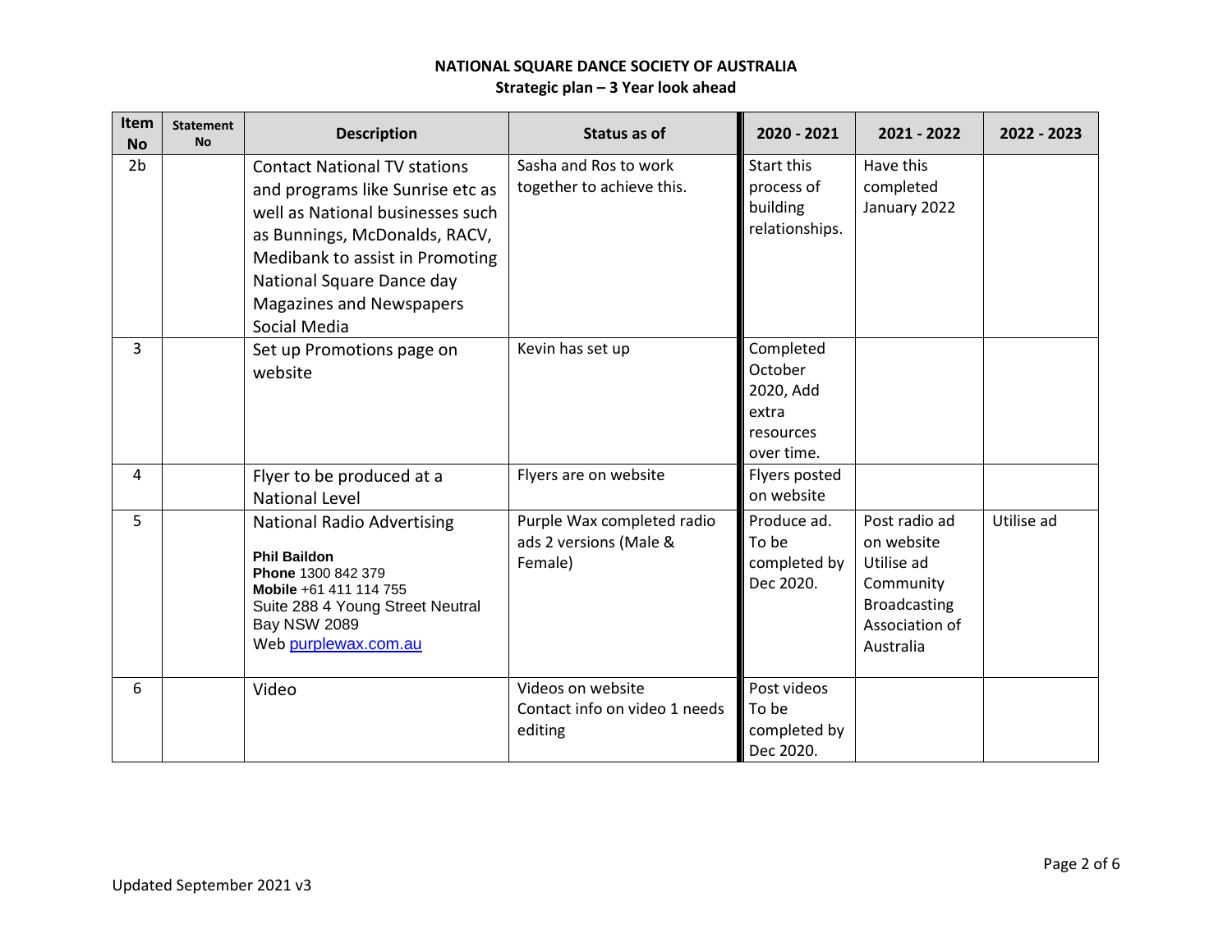**NATIONAL SQUARE DANCE SOCIETY OF AUSTRALIA**
**Strategic plan – 3 Year look ahead**

| Item No | Statement No | Description | Status as of | 2020 - 2021 | 2021 - 2022 | 2022 - 2023 |
|---|---|---|---|---|---|---|
| 2b | | Contact National TV stations and programs like Sunrise etc as well as National businesses such as Bunnings, McDonalds, RACV, Medibank to assist in Promoting National Square Dance day Magazines and Newspapers Social Media | Sasha and Ros to work together to achieve this. | Start this process of building relationships. | Have this completed January 2022 | |
| 3 | | Set up Promotions page on website | Kevin has set up | Completed October 2020, Add extra resources over time. | | |
| 4 | | Flyer to be produced at a National Level | Flyers are on website | Flyers posted on website | | |
| 5 | | National Radio Advertising<br><br>**Phil Baildon**<br>**Phone** 1300 842 379<br>**Mobile** +61 411 114 755<br>Suite 288 4 Young Street Neutral Bay NSW 2089<br>Web purplewax.com.au | Purple Wax completed radio ads 2 versions (Male & Female) | Produce ad. To be completed by Dec 2020. | Post radio ad on website Utilise ad Community Broadcasting Association of Australia | Utilise ad |
| 6 | | Video | Videos on website Contact info on video 1 needs editing | Post videos To be completed by Dec 2020. | | |

Updated September 2021 v3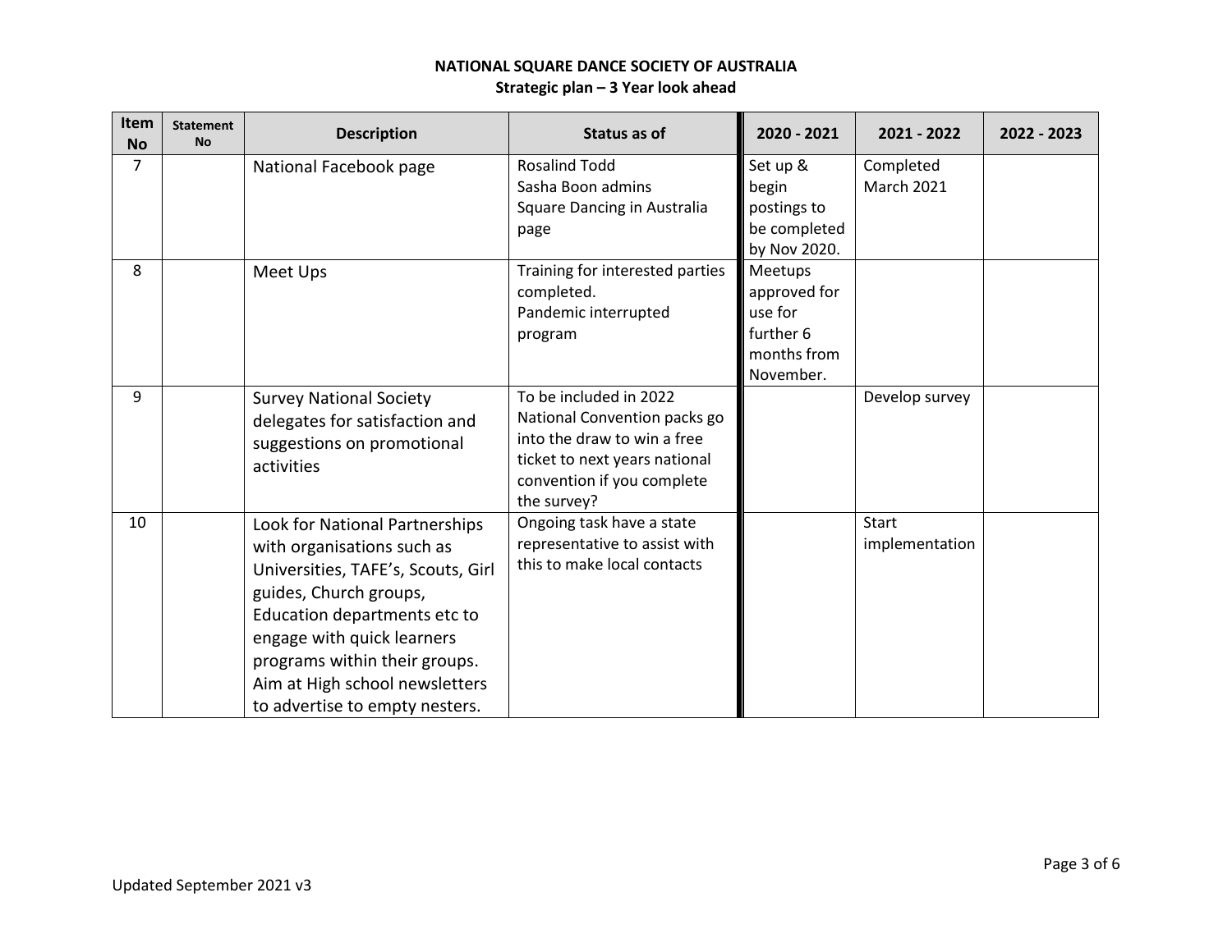**NATIONAL SQUARE DANCE SOCIETY OF AUSTRALIA**
**Strategic plan – 3 Year look ahead**

| Item No | Statement No | Description | Status as of | 2020 - 2021 | 2021 - 2022 | 2022 - 2023 |
|---|---|---|---|---|---|---|
| 7 | | National Facebook page | Rosalind Todd Sasha Boon admins Square Dancing in Australia page | Set up & begin postings to be completed by Nov 2020. | Completed March 2021 | |
| 8 | | Meet Ups | Training for interested parties completed. Pandemic interrupted program | Meetups approved for use for further 6 months from November. | | |
| 9 | | Survey National Society delegates for satisfaction and suggestions on promotional activities | To be included in 2022 National Convention packs go into the draw to win a free ticket to next years national convention if you complete the survey? | | Develop survey | |
| 10 | | Look for National Partnerships with organisations such as Universities, TAFE's, Scouts, Girl guides, Church groups, Education departments etc to engage with quick learners programs within their groups. Aim at High school newsletters to advertise to empty nesters. | Ongoing task have a state representative to assist with this to make local contacts | | Start implementation | |

Updated September 2021 v3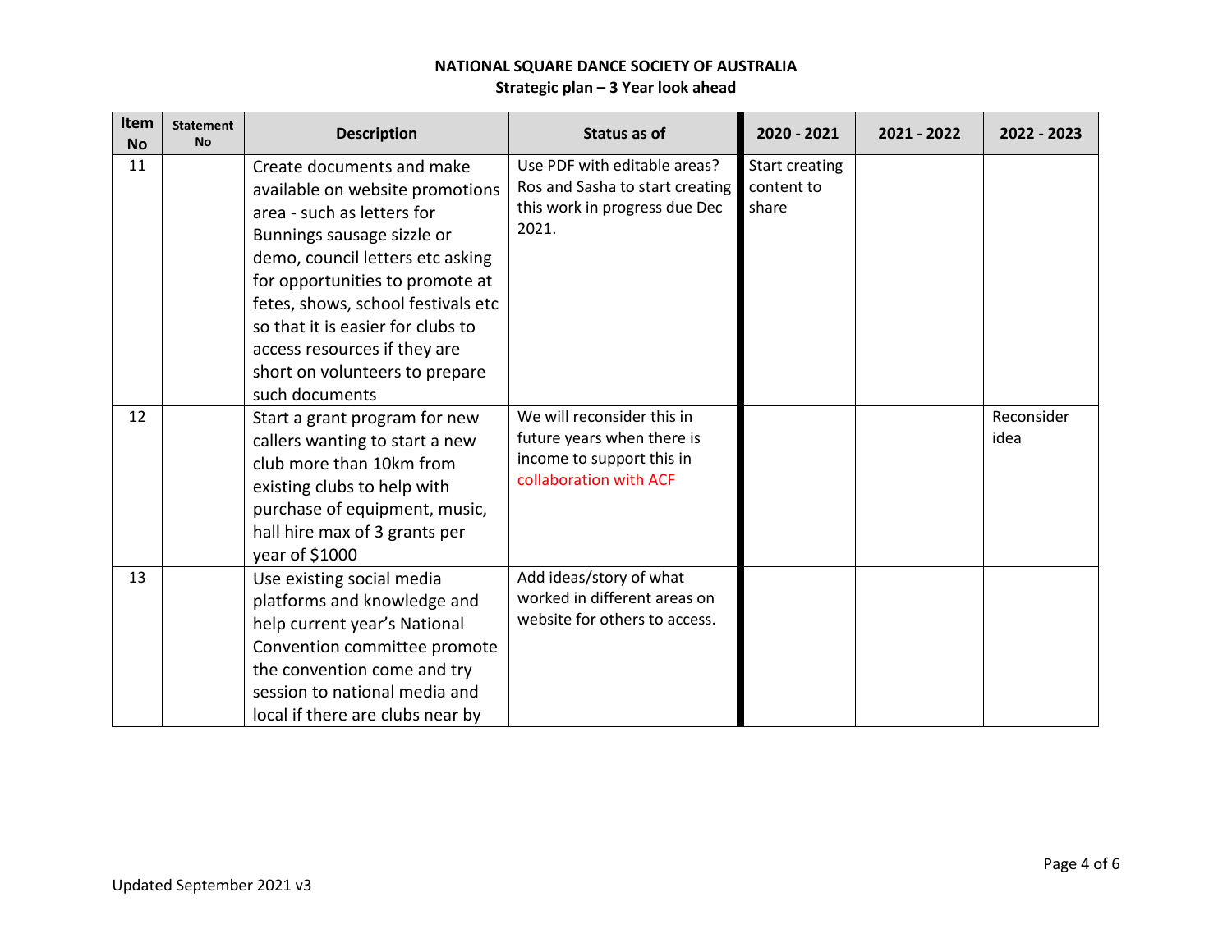**NATIONAL SQUARE DANCE SOCIETY OF AUSTRALIA**
**Strategic plan – 3 Year look ahead**

| Item No | Statement No | Description | Status as of | 2020 - 2021 | 2021 - 2022 | 2022 - 2023 |
|---|---|---|---|---|---|---|
| 11 | | Create documents and make available on website promotions area - such as letters for Bunnings sausage sizzle or demo, council letters etc asking for opportunities to promote at fetes, shows, school festivals etc so that it is easier for clubs to access resources if they are short on volunteers to prepare such documents | Use PDF with editable areas? Ros and Sasha to start creating this work in progress due Dec 2021. | Start creating content to share | | |
| 12 | | Start a grant program for new callers wanting to start a new club more than 10km from existing clubs to help with purchase of equipment, music, hall hire max of 3 grants per year of $1000 | We will reconsider this in future years when there is income to support this in collaboration with ACF | | | Reconsider idea |
| 13 | | Use existing social media platforms and knowledge and help current year's National Convention committee promote the convention come and try session to national media and local if there are clubs near by | Add ideas/story of what worked in different areas on website for others to access. | | | |

Updated September 2021 v3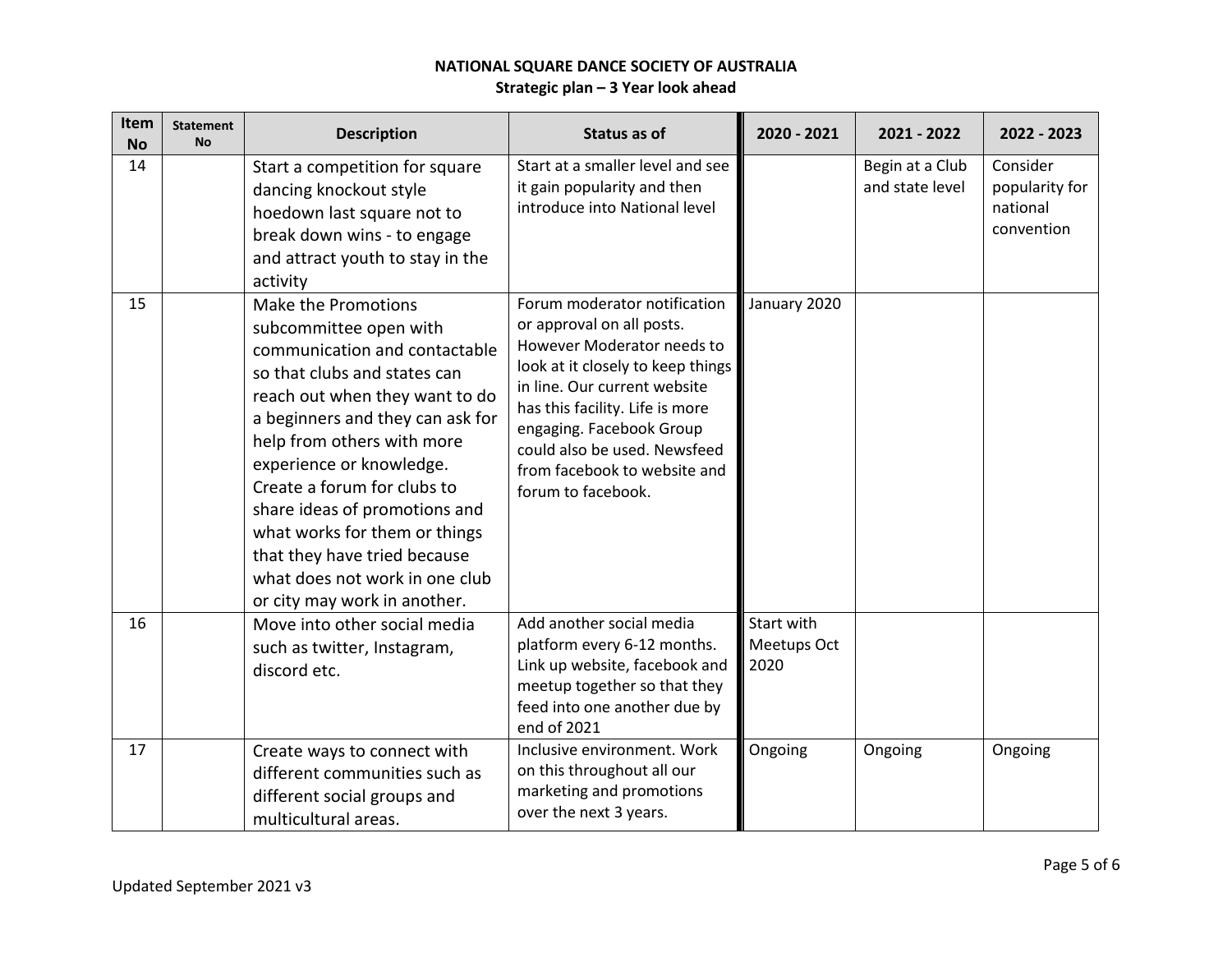**NATIONAL SQUARE DANCE SOCIETY OF AUSTRALIA**
**Strategic plan – 3 Year look ahead**

| Item No | Statement No | Description | Status as of | 2020 - 2021 | 2021 - 2022 | 2022 - 2023 |
|---|---|---|---|---|---|---|
| 14 | | Start a competition for square dancing knockout style hoedown last square not to break down wins - to engage and attract youth to stay in the activity | Start at a smaller level and see it gain popularity and then introduce into National level | | Begin at a Club and state level | Consider popularity for national convention |
| 15 | | Make the Promotions subcommittee open with communication and contactable so that clubs and states can reach out when they want to do a beginners and they can ask for help from others with more experience or knowledge. Create a forum for clubs to share ideas of promotions and what works for them or things that they have tried because what does not work in one club or city may work in another. | Forum moderator notification or approval on all posts. However Moderator needs to look at it closely to keep things in line. Our current website has this facility. Life is more engaging. Facebook Group could also be used. Newsfeed from facebook to website and forum to facebook. | January 2020 | | |
| 16 | | Move into other social media such as twitter, Instagram, discord etc. | Add another social media platform every 6-12 months. Link up website, facebook and meetup together so that they feed into one another due by end of 2021 | Start with Meetups Oct 2020 | | |
| 17 | | Create ways to connect with different communities such as different social groups and multicultural areas. | Inclusive environment. Work on this throughout all our marketing and promotions over the next 3 years. | Ongoing | Ongoing | Ongoing |

Updated September 2021 v3